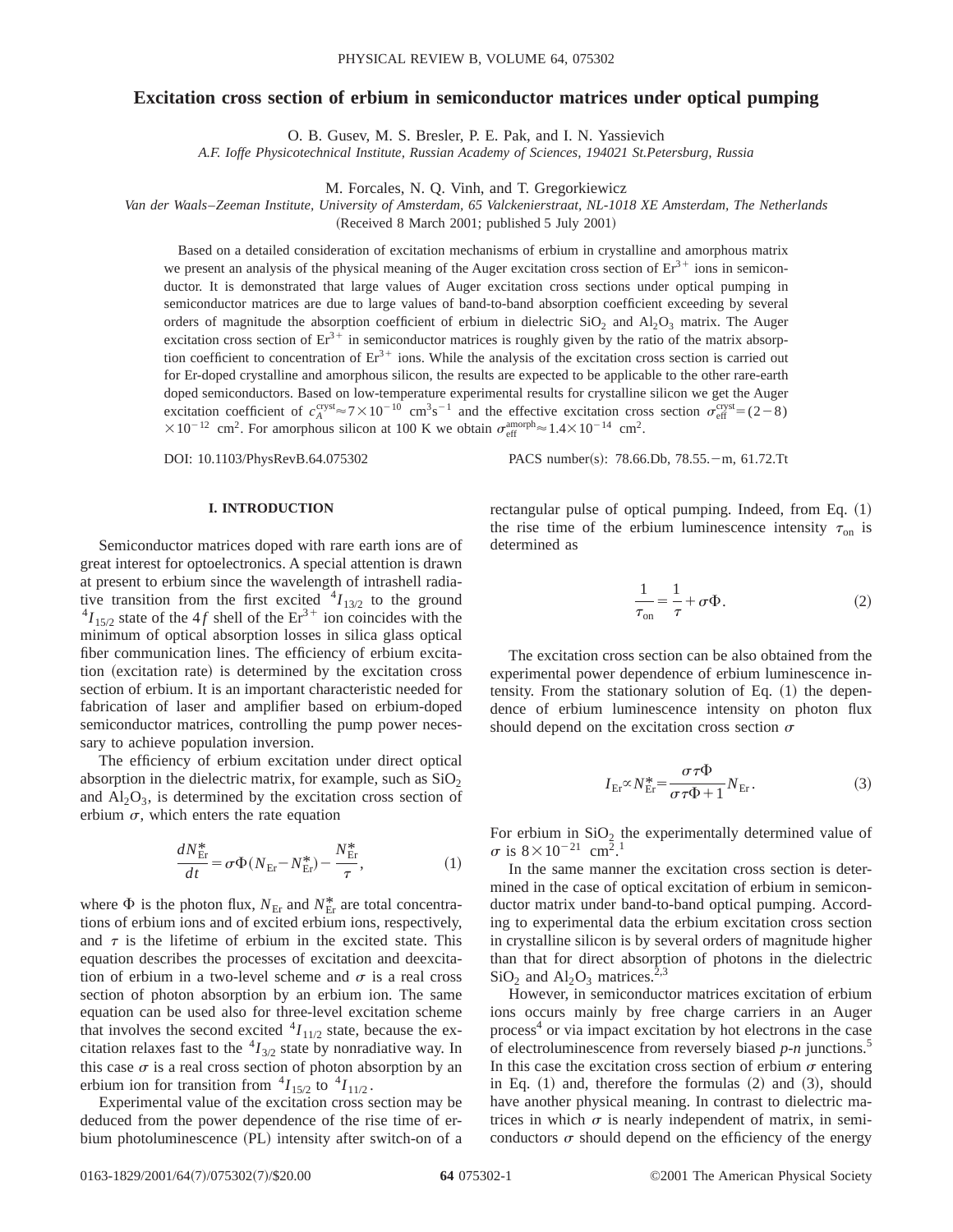# Excitation cross section of erbium in semiconductor matrices under optical pumping

O. B. Gusev, M. S. Bresler, P. E. Pak, and I. N. Yassievich

*A.F. Ioffe Physicotechnical Institute, Russian Academy of Sciences, 194021 St.Petersburg, Russia*

M. Forcales, N. Q. Vinh, and T. Gregorkiewicz

*Van der Waals–Zeeman Institute, University of Amsterdam, 65 Valckenierstraat, NL-1018 XE Amsterdam, The Netherlands*

(Received 8 March 2001; published 5 July 2001)

Based on a detailed consideration of excitation mechanisms of erbium in crystalline and amorphous matrix we present an analysis of the physical meaning of the Auger excitation cross section of $Er^{3+}$ ions in semiconductor. It is demonstrated that large values of Auger excitation cross sections under optical pumping in semiconductor matrices are due to large values of band-to-band absorption coefficient exceeding by several orders of magnitude the absorption coefficient of erbium in dielectric $SiO_2$ and $Al_2O_3$ matrix. The Auger excitation cross section of $Er^{3+}$ in semiconductor matrices is roughly given by the ratio of the matrix absorption coefficient to concentration of $Er^{3+}$ ions. While the analysis of the excitation cross section is carried out for Er-doped crystalline and amorphous silicon, the results are expected to be applicable to the other rare-earth doped semiconductors. Based on low-temperature experimental results for crystalline silicon we get the Auger excitation coefficient of $c_A^{\mathrm{cryst}} \approx 7\times10^{-10}$ $\mathrm{cm^3 s^{-1}}$ and the effective excitation cross section $\sigma_{\mathrm{eff}}^{\mathrm{cryst}} = (2-8)\times10^{-12}$ $\mathrm{cm^2}$. For amorphous silicon at 100 K we obtain $\sigma_{\mathrm{eff}}^{\mathrm{amorph}} \approx 1.4\times10^{-14}$ $\mathrm{cm^2}$.

DOI: 10.1103/PhysRevB.64.075302 PACS number(s): 78.66.Db, 78.55.−m, 61.72.Tt

## I. INTRODUCTION

Semiconductor matrices doped with rare earth ions are of great interest for optoelectronics. A special attention is drawn at present to erbium since the wavelength of intrashell radiative transition from the first excited $^4I_{13/2}$ to the ground $^4I_{15/2}$ state of the $4f$ shell of the $Er^{3+}$ ion coincides with the minimum of optical absorption losses in silica glass optical fiber communication lines. The efficiency of erbium excitation (excitation rate) is determined by the excitation cross section of erbium. It is an important characteristic needed for fabrication of laser and amplifier based on erbium-doped semiconductor matrices, controlling the pump power necessary to achieve population inversion.

The efficiency of erbium excitation under direct optical absorption in the dielectric matrix, for example, such as $SiO_2$ and $Al_2O_3$, is determined by the excitation cross section of erbium $\sigma$, which enters the rate equation

$$\frac{dN_{\mathrm{Er}}^*}{dt} = \sigma\Phi(N_{\mathrm{Er}} - N_{\mathrm{Er}}^*) - \frac{N_{\mathrm{Er}}^*}{\tau}, \tag{1}$$

where $\Phi$ is the photon flux, $N_{\mathrm{Er}}$ and $N_{\mathrm{Er}}^*$ are total concentrations of erbium ions and of excited erbium ions, respectively, and $\tau$ is the lifetime of erbium in the excited state. This equation describes the processes of excitation and deexcitation of erbium in a two-level scheme and $\sigma$ is a real cross section of photon absorption by an erbium ion. The same equation can be used also for three-level excitation scheme that involves the second excited $^4I_{11/2}$ state, because the excitation relaxes fast to the $^4I_{3/2}$ state by nonradiative way. In this case $\sigma$ is a real cross section of photon absorption by an erbium ion for transition from $^4I_{15/2}$ to $^4I_{11/2}$.

Experimental value of the excitation cross section may be deduced from the power dependence of the rise time of erbium photoluminescence (PL) intensity after switch-on of a rectangular pulse of optical pumping. Indeed, from Eq. (1) the rise time of the erbium luminescence intensity $\tau_{\mathrm{on}}$ is determined as

$$\frac{1}{\tau_{\mathrm{on}}} = \frac{1}{\tau} + \sigma\Phi. \tag{2}$$

The excitation cross section can be also obtained from the experimental power dependence of erbium luminescence intensity. From the stationary solution of Eq. (1) the dependence of erbium luminescence intensity on photon flux should depend on the excitation cross section $\sigma$

$$I_{\mathrm{Er}} \propto N_{\mathrm{Er}}^* = \frac{\sigma\tau\Phi}{\sigma\tau\Phi + 1} N_{\mathrm{Er}}. \tag{3}$$

For erbium in $SiO_2$ the experimentally determined value of $\sigma$ is $8\times10^{-21}$ $\mathrm{cm^2}$.[1]

In the same manner the excitation cross section is determined in the case of optical excitation of erbium in semiconductor matrix under band-to-band optical pumping. According to experimental data the erbium excitation cross section in crystalline silicon is by several orders of magnitude higher than that for direct absorption of photons in the dielectric $SiO_2$ and $Al_2O_3$ matrices.[2,3]

However, in semiconductor matrices excitation of erbium ions occurs mainly by free charge carriers in an Auger process[4] or via impact excitation by hot electrons in the case of electroluminescence from reversely biased *p-n* junctions.[5] In this case the excitation cross section of erbium $\sigma$ entering in Eq. (1) and, therefore the formulas (2) and (3), should have another physical meaning. In contrast to dielectric matrices in which $\sigma$ is nearly independent of matrix, in semiconductors $\sigma$ should depend on the efficiency of the energy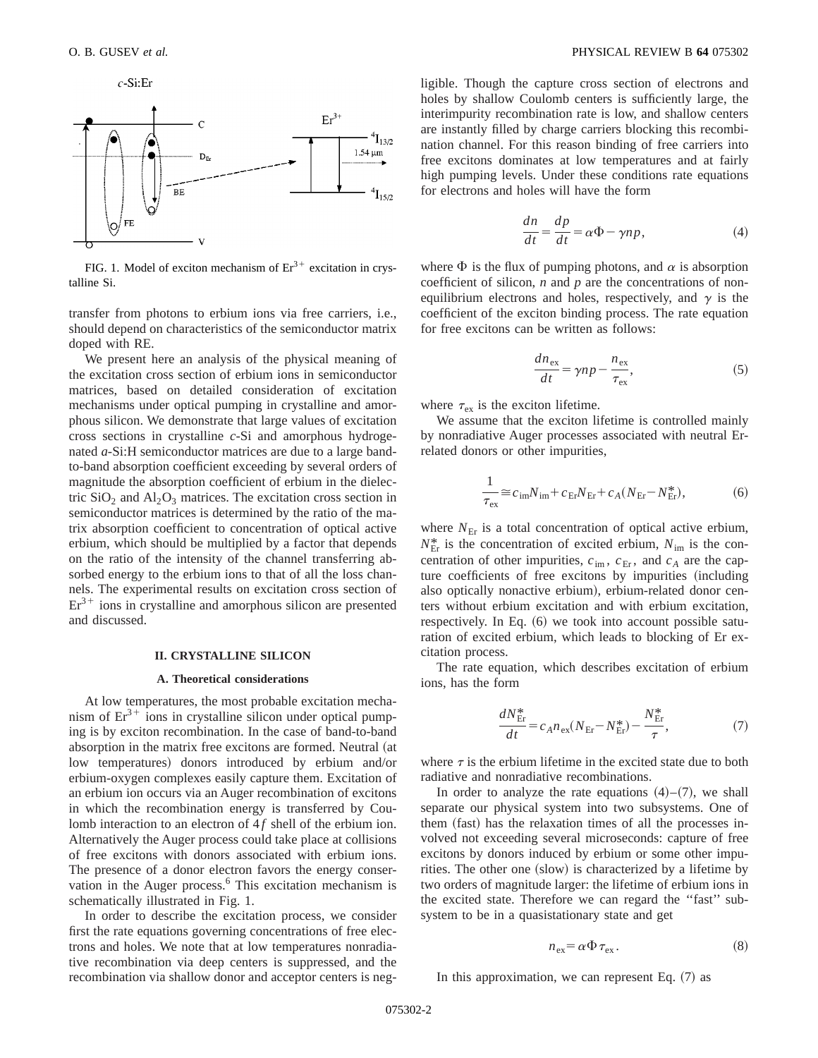FIG. 1. Model of exciton mechanism of $Er^{3+}$ excitation in crystalline Si.

transfer from photons to erbium ions via free carriers, i.e., should depend on characteristics of the semiconductor matrix doped with RE.

We present here an analysis of the physical meaning of the excitation cross section of erbium ions in semiconductor matrices, based on detailed consideration of excitation mechanisms under optical pumping in crystalline and amorphous silicon. We demonstrate that large values of excitation cross sections in crystalline *c*-Si and amorphous hydrogenated *a*-Si:H semiconductor matrices are due to a large band-to-band absorption coefficient exceeding by several orders of magnitude the absorption coefficient of erbium in the dielectric $SiO_2$ and $Al_2O_3$ matrices. The excitation cross section in semiconductor matrices is determined by the ratio of the matrix absorption coefficient to concentration of optical active erbium, which should be multiplied by a factor that depends on the ratio of the intensity of the channel transferring absorbed energy to the erbium ions to that of all the loss channels. The experimental results on excitation cross section of $Er^{3+}$ ions in crystalline and amorphous silicon are presented and discussed.

## II. CRYSTALLINE SILICON

### A. Theoretical considerations

At low temperatures, the most probable excitation mechanism of $Er^{3+}$ ions in crystalline silicon under optical pumping is by exciton recombination. In the case of band-to-band absorption in the matrix free excitons are formed. Neutral (at low temperatures) donors introduced by erbium and/or erbium-oxygen complexes easily capture them. Excitation of an erbium ion occurs via an Auger recombination of excitons in which the recombination energy is transferred by Coulomb interaction to an electron of $4f$ shell of the erbium ion. Alternatively the Auger process could take place at collisions of free excitons with donors associated with erbium ions. The presence of a donor electron favors the energy conservation in the Auger process.[6] This excitation mechanism is schematically illustrated in Fig. 1.

In order to describe the excitation process, we consider first the rate equations governing concentrations of free electrons and holes. We note that at low temperatures nonradiative recombination via deep centers is suppressed, and the recombination via shallow donor and acceptor centers is negligible. Though the capture cross section of electrons and holes by shallow Coulomb centers is sufficiently large, the interimpurity recombination rate is low, and shallow centers are instantly filled by charge carriers blocking this recombination channel. For this reason binding of free carriers into free excitons dominates at low temperatures and at fairly high pumping levels. Under these conditions rate equations for electrons and holes will have the form

$$\frac{dn}{dt}=\frac{dp}{dt}=\alpha\Phi-\gamma np, \tag{4}$$

where $\Phi$ is the flux of pumping photons, and $\alpha$ is absorption coefficient of silicon, $n$ and $p$ are the concentrations of nonequilibrium electrons and holes, respectively, and $\gamma$ is the coefficient of the exciton binding process. The rate equation for free excitons can be written as follows:

$$\frac{dn_{\rm ex}}{dt}=\gamma np-\frac{n_{\rm ex}}{\tau_{\rm ex}}, \tag{5}$$

where $\tau_{\rm ex}$ is the exciton lifetime.

We assume that the exciton lifetime is controlled mainly by nonradiative Auger processes associated with neutral Er-related donors or other impurities,

$$\frac{1}{\tau_{\rm ex}}\cong c_{\rm im}N_{\rm im}+c_{\rm Er}N_{\rm Er}+c_A(N_{\rm Er}-N_{\rm Er}^*), \tag{6}$$

where $N_{\rm Er}$ is a total concentration of optical active erbium, $N_{\rm Er}^*$ is the concentration of excited erbium, $N_{\rm im}$ is the concentration of other impurities, $c_{\rm im}$, $c_{\rm Er}$, and $c_A$ are the capture coefficients of free excitons by impurities (including also optically nonactive erbium), erbium-related donor centers without erbium excitation and with erbium excitation, respectively. In Eq. (6) we took into account possible saturation of excited erbium, which leads to blocking of Er excitation process.

The rate equation, which describes excitation of erbium ions, has the form

$$\frac{dN_{\rm Er}^*}{dt}=c_An_{\rm ex}(N_{\rm Er}-N_{\rm Er}^*)-\frac{N_{\rm Er}^*}{\tau}, \tag{7}$$

where $\tau$ is the erbium lifetime in the excited state due to both radiative and nonradiative recombinations.

In order to analyze the rate equations (4)–(7), we shall separate our physical system into two subsystems. One of them (fast) has the relaxation times of all the processes involved not exceeding several microseconds: capture of free excitons by donors induced by erbium or some other impurities. The other one (slow) is characterized by a lifetime by two orders of magnitude larger: the lifetime of erbium ions in the excited state. Therefore we can regard the "fast" subsystem to be in a quasistationary state and get

$$n_{\rm ex}=\alpha\Phi\tau_{\rm ex}. \tag{8}$$

In this approximation, we can represent Eq. (7) as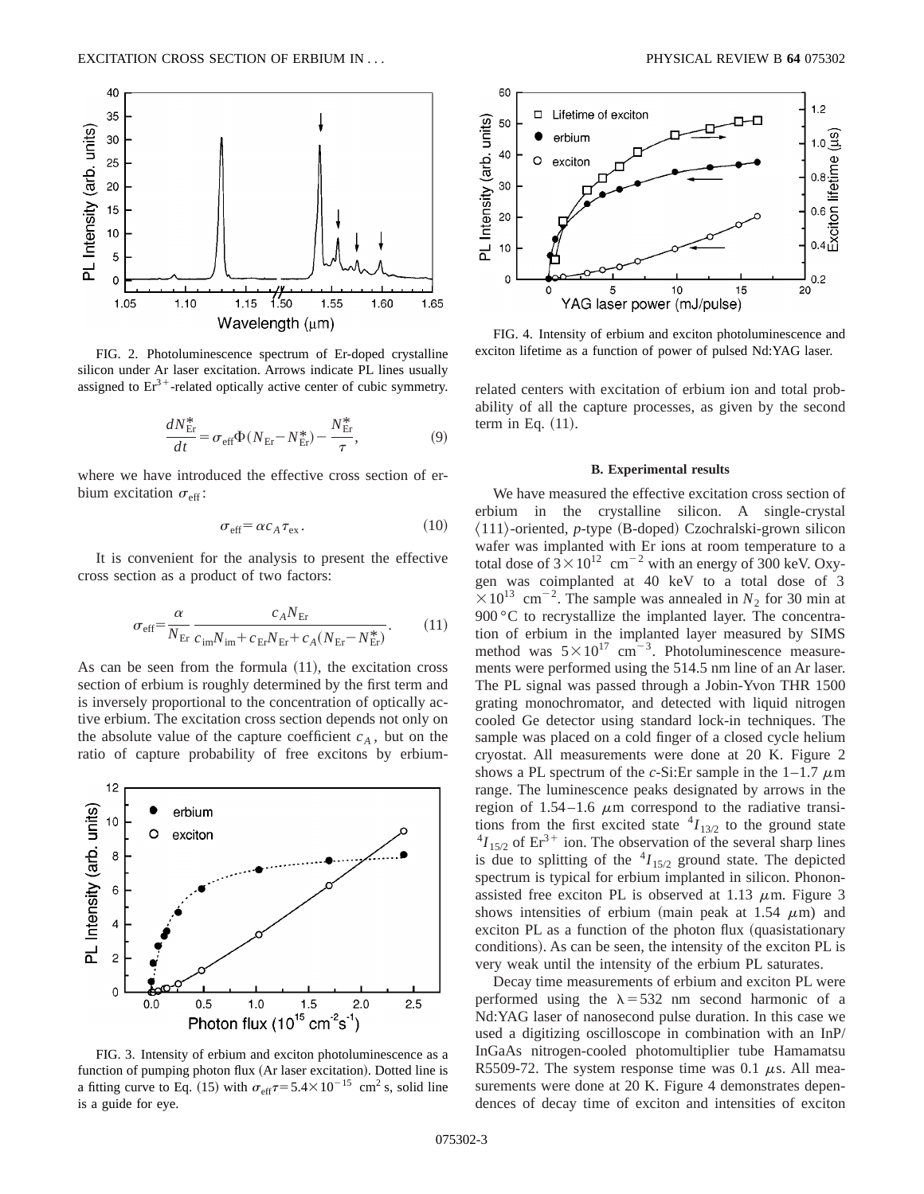FIG. 2. Photoluminescence spectrum of Er-doped crystalline silicon under Ar laser excitation. Arrows indicate PL lines usually assigned to $Er^{3+}$-related optically active center of cubic symmetry.

$$\frac{dN_{\mathrm{Er}}^{*}}{dt}=\sigma_{\mathrm{eff}}\Phi(N_{\mathrm{Er}}-N_{\mathrm{Er}}^{*})-\frac{N_{\mathrm{Er}}^{*}}{\tau}, \tag{9}$$

where we have introduced the effective cross section of erbium excitation $\sigma_{\mathrm{eff}}$:

$$\sigma_{\mathrm{eff}}=\alpha c_{A}\tau_{\mathrm{ex}}. \tag{10}$$

It is convenient for the analysis to present the effective cross section as a product of two factors:

$$\sigma_{\mathrm{eff}}=\frac{\alpha}{N_{\mathrm{Er}}}\frac{c_{A}N_{\mathrm{Er}}}{c_{\mathrm{im}}N_{\mathrm{im}}+c_{\mathrm{Er}}N_{\mathrm{Er}}+c_{A}(N_{\mathrm{Er}}-N_{\mathrm{Er}}^{*})}. \tag{11}$$

As can be seen from the formula (11), the excitation cross section of erbium is roughly determined by the first term and is inversely proportional to the concentration of optically active erbium. The excitation cross section depends not only on the absolute value of the capture coefficient $c_A$, but on the ratio of capture probability of free excitons by erbium-related centers with excitation of erbium ion and total probability of all the capture processes, as given by the second term in Eq. (11).

FIG. 3. Intensity of erbium and exciton photoluminescence as a function of pumping photon flux (Ar laser excitation). Dotted line is a fitting curve to Eq. (15) with $\sigma_{\mathrm{eff}}\tau=5.4\times10^{-15}$ cm$^2$ s, solid line is a guide for eye.

FIG. 4. Intensity of erbium and exciton photoluminescence and exciton lifetime as a function of power of pulsed Nd:YAG laser.

### B. Experimental results

We have measured the effective excitation cross section of erbium in the crystalline silicon. A single-crystal ⟨111⟩-oriented, *p*-type (B-doped) Czochralski-grown silicon wafer was implanted with Er ions at room temperature to a total dose of $3\times10^{12}$ cm$^{-2}$ with an energy of 300 keV. Oxygen was coimplanted at 40 keV to a total dose of $3\times10^{13}$ cm$^{-2}$. The sample was annealed in $N_2$ for 30 min at 900 °C to recrystallize the implanted layer. The concentration of erbium in the implanted layer measured by SIMS method was $5\times10^{17}$ cm$^{-3}$. Photoluminescence measurements were performed using the 514.5 nm line of an Ar laser. The PL signal was passed through a Jobin-Yvon THR 1500 grating monochromator, and detected with liquid nitrogen cooled Ge detector using standard lock-in techniques. The sample was placed on a cold finger of a closed cycle helium cryostat. All measurements were done at 20 K. Figure 2 shows a PL spectrum of the *c*-Si:Er sample in the 1–1.7 $\mu$m range. The luminescence peaks designated by arrows in the region of 1.54–1.6 $\mu$m correspond to the radiative transitions from the first excited state $^4I_{13/2}$ to the ground state $^4I_{15/2}$ of $Er^{3+}$ ion. The observation of the several sharp lines is due to splitting of the $^4I_{15/2}$ ground state. The depicted spectrum is typical for erbium implanted in silicon. Phonon-assisted free exciton PL is observed at 1.13 $\mu$m. Figure 3 shows intensities of erbium (main peak at 1.54 $\mu$m) and exciton PL as a function of the photon flux (quasistationary conditions). As can be seen, the intensity of the exciton PL is very weak until the intensity of the erbium PL saturates.

Decay time measurements of erbium and exciton PL were performed using the $\lambda=532$ nm second harmonic of a Nd:YAG laser of nanosecond pulse duration. In this case we used a digitizing oscilloscope in combination with an InP/InGaAs nitrogen-cooled photomultiplier tube Hamamatsu R5509-72. The system response time was 0.1 $\mu$s. All measurements were done at 20 K. Figure 4 demonstrates dependences of decay time of exciton and intensities of exciton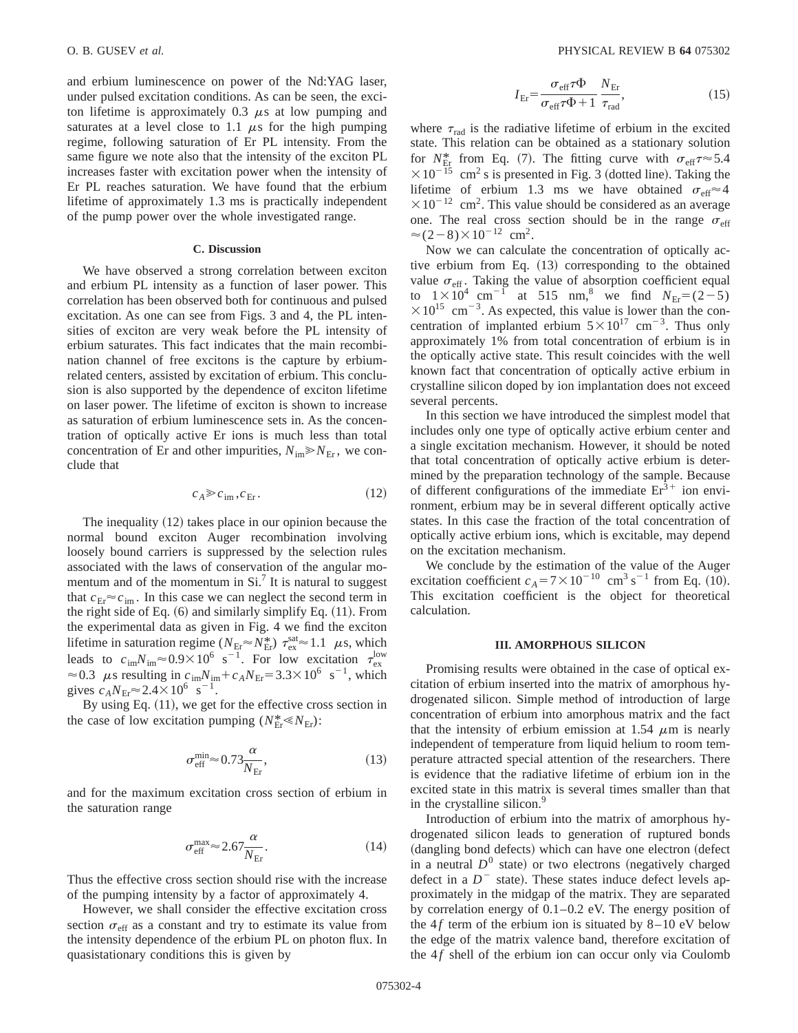and erbium luminescence on power of the Nd:YAG laser, under pulsed excitation conditions. As can be seen, the exciton lifetime is approximately 0.3 $\mu$s at low pumping and saturates at a level close to 1.1 $\mu$s for the high pumping regime, following saturation of Er PL intensity. From the same figure we note also that the intensity of the exciton PL increases faster with excitation power when the intensity of Er PL reaches saturation. We have found that the erbium lifetime of approximately 1.3 ms is practically independent of the pump power over the whole investigated range.

#### C. Discussion

We have observed a strong correlation between exciton and erbium PL intensity as a function of laser power. This correlation has been observed both for continuous and pulsed excitation. As one can see from Figs. 3 and 4, the PL intensities of exciton are very weak before the PL intensity of erbium saturates. This fact indicates that the main recombination channel of free excitons is the capture by erbium-related centers, assisted by excitation of erbium. This conclusion is also supported by the dependence of exciton lifetime on laser power. The lifetime of exciton is shown to increase as saturation of erbium luminescence sets in. As the concentration of optically active Er ions is much less than total concentration of Er and other impurities, $N_{\mathrm{im}} \gg N_{\mathrm{Er}}$, we conclude that

$$c_A \gg c_{\mathrm{im}}, c_{\mathrm{Er}}. \tag{12}$$

The inequality (12) takes place in our opinion because the normal bound exciton Auger recombination involving loosely bound carriers is suppressed by the selection rules associated with the laws of conservation of the angular momentum and of the momentum in Si.[7] It is natural to suggest that $c_{\mathrm{Er}} \approx c_{\mathrm{im}}$. In this case we can neglect the second term in the right side of Eq. (6) and similarly simplify Eq. (11). From the experimental data as given in Fig. 4 we find the exciton lifetime in saturation regime ($N_{\mathrm{Er}} \approx N_{\mathrm{Er}}^*$) $\tau_{\mathrm{ex}}^{\mathrm{sat}} \approx 1.1$ $\mu$s, which leads to $c_{\mathrm{im}} N_{\mathrm{im}} \approx 0.9 \times 10^6$ s$^{-1}$. For low excitation $\tau_{\mathrm{ex}}^{\mathrm{low}} \approx 0.3$ $\mu$s resulting in $c_{\mathrm{im}} N_{\mathrm{im}} + c_A N_{\mathrm{Er}} = 3.3 \times 10^6$ s$^{-1}$, which gives $c_A N_{\mathrm{Er}} \approx 2.4 \times 10^6$ s$^{-1}$.

By using Eq. (11), we get for the effective cross section in the case of low excitation pumping ($N_{\mathrm{Er}}^* \ll N_{\mathrm{Er}}$):

$$\sigma_{\mathrm{eff}}^{\min} \approx 0.73 \frac{\alpha}{N_{\mathrm{Er}}}, \tag{13}$$

and for the maximum excitation cross section of erbium in the saturation range

$$\sigma_{\mathrm{eff}}^{\max} \approx 2.67 \frac{\alpha}{N_{\mathrm{Er}}}. \tag{14}$$

Thus the effective cross section should rise with the increase of the pumping intensity by a factor of approximately 4.

However, we shall consider the effective excitation cross section $\sigma_{\mathrm{eff}}$ as a constant and try to estimate its value from the intensity dependence of the erbium PL on photon flux. In quasistationary conditions this is given by

$$I_{\mathrm{Er}} = \frac{\sigma_{\mathrm{eff}} \tau \Phi}{\sigma_{\mathrm{eff}} \tau \Phi + 1} \frac{N_{\mathrm{Er}}}{\tau_{\mathrm{rad}}}, \tag{15}$$

where $\tau_{\mathrm{rad}}$ is the radiative lifetime of erbium in the excited state. This relation can be obtained as a stationary solution for $N_{\mathrm{Er}}^*$ from Eq. (7). The fitting curve with $\sigma_{\mathrm{eff}} \tau \approx 5.4 \times 10^{-15}$ cm$^2$ s is presented in Fig. 3 (dotted line). Taking the lifetime of erbium 1.3 ms we have obtained $\sigma_{\mathrm{eff}} \approx 4 \times 10^{-12}$ cm$^2$. This value should be considered as an average one. The real cross section should be in the range $\sigma_{\mathrm{eff}} \approx (2-8) \times 10^{-12}$ cm$^2$.

Now we can calculate the concentration of optically active erbium from Eq. (13) corresponding to the obtained value $\sigma_{\mathrm{eff}}$. Taking the value of absorption coefficient equal to $1 \times 10^4$ cm$^{-1}$ at 515 nm,[8] we find $N_{\mathrm{Er}} = (2-5) \times 10^{15}$ cm$^{-3}$. As expected, this value is lower than the concentration of implanted erbium $5 \times 10^{17}$ cm$^{-3}$. Thus only approximately 1% from total concentration of erbium is in the optically active state. This result coincides with the well known fact that concentration of optically active erbium in crystalline silicon doped by ion implantation does not exceed several percents.

In this section we have introduced the simplest model that includes only one type of optically active erbium center and a single excitation mechanism. However, it should be noted that total concentration of optically active erbium is determined by the preparation technology of the sample. Because of different configurations of the immediate $\mathrm{Er}^{3+}$ ion environment, erbium may be in several different optically active states. In this case the fraction of the total concentration of optically active erbium ions, which is excitable, may depend on the excitation mechanism.

We conclude by the estimation of the value of the Auger excitation coefficient $c_A = 7 \times 10^{-10}$ cm$^3$ s$^{-1}$ from Eq. (10). This excitation coefficient is the object for theoretical calculation.

### III. AMORPHOUS SILICON

Promising results were obtained in the case of optical excitation of erbium inserted into the matrix of amorphous hydrogenated silicon. Simple method of introduction of large concentration of erbium into amorphous matrix and the fact that the intensity of erbium emission at 1.54 $\mu$m is nearly independent of temperature from liquid helium to room temperature attracted special attention of the researchers. There is evidence that the radiative lifetime of erbium ion in the excited state in this matrix is several times smaller than that in the crystalline silicon.[9]

Introduction of erbium into the matrix of amorphous hydrogenated silicon leads to generation of ruptured bonds (dangling bond defects) which can have one electron (defect in a neutral $D^0$ state) or two electrons (negatively charged defect in a $D^-$ state). These states induce defect levels approximately in the midgap of the matrix. They are separated by correlation energy of 0.1–0.2 eV. The energy position of the $4f$ term of the erbium ion is situated by 8–10 eV below the edge of the matrix valence band, therefore excitation of the $4f$ shell of the erbium ion can occur only via Coulomb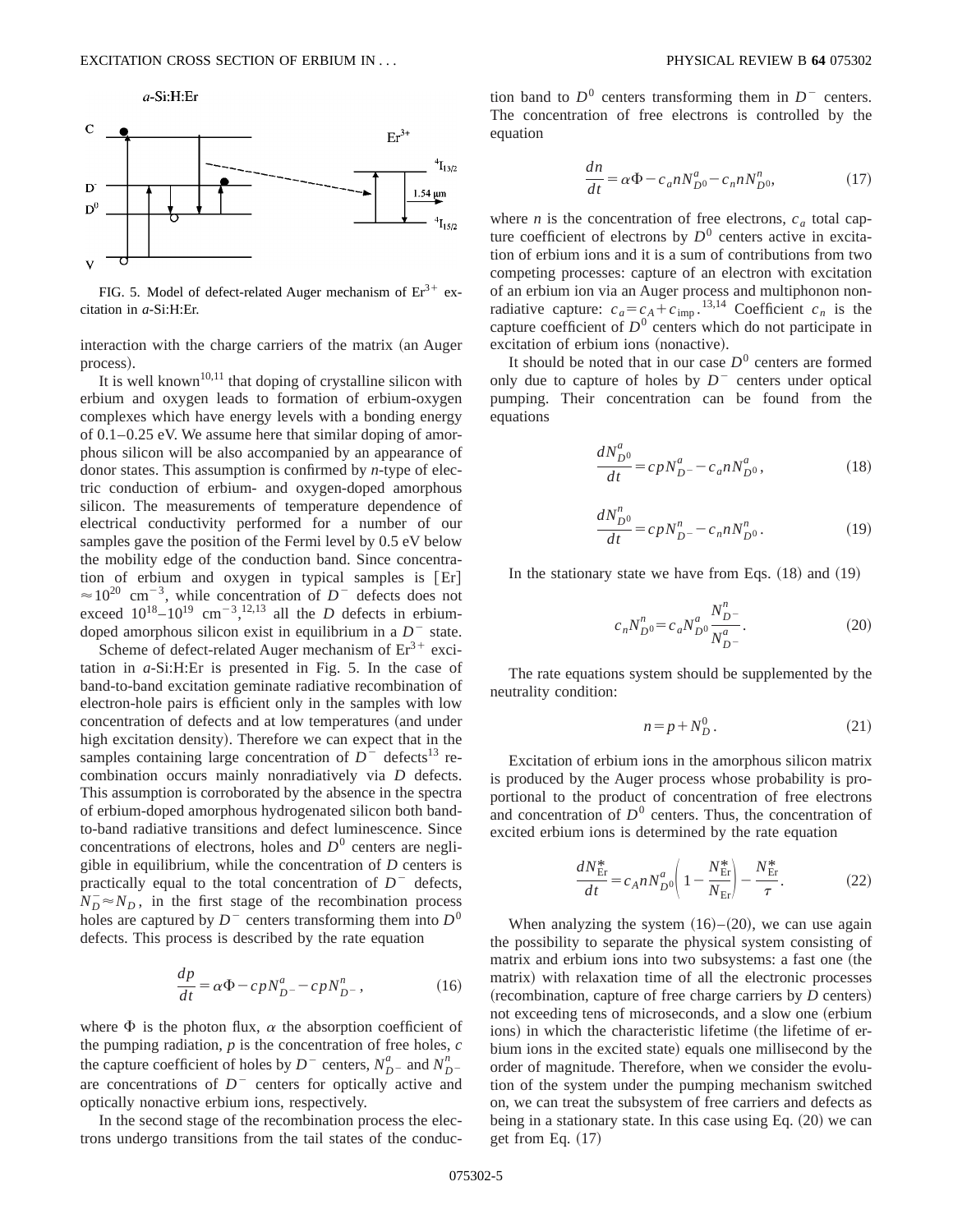FIG. 5. Model of defect-related Auger mechanism of $Er^{3+}$ excitation in *a*-Si:H:Er.

interaction with the charge carriers of the matrix (an Auger process).

It is well known[10,11] that doping of crystalline silicon with erbium and oxygen leads to formation of erbium-oxygen complexes which have energy levels with a bonding energy of 0.1–0.25 eV. We assume here that similar doping of amorphous silicon will be also accompanied by an appearance of donor states. This assumption is confirmed by *n*-type of electric conduction of erbium- and oxygen-doped amorphous silicon. The measurements of temperature dependence of electrical conductivity performed for a number of our samples gave the position of the Fermi level by 0.5 eV below the mobility edge of the conduction band. Since concentration of erbium and oxygen in typical samples is $[\mathrm{Er}] \approx 10^{20}\ \mathrm{cm}^{-3}$, while concentration of $D^-$ defects does not exceed $10^{18}$–$10^{19}\ \mathrm{cm}^{-3}$,[12,13] all the $D$ defects in erbium-doped amorphous silicon exist in equilibrium in a $D^-$ state.

Scheme of defect-related Auger mechanism of $Er^{3+}$ excitation in *a*-Si:H:Er is presented in Fig. 5. In the case of band-to-band excitation geminate radiative recombination of electron-hole pairs is efficient only in the samples with low concentration of defects and at low temperatures (and under high excitation density). Therefore we can expect that in the samples containing large concentration of $D^-$ defects[13] recombination occurs mainly nonradiatively via $D$ defects. This assumption is corroborated by the absence in the spectra of erbium-doped amorphous hydrogenated silicon both band-to-band radiative transitions and defect luminescence. Since concentrations of electrons, holes and $D^0$ centers are negligible in equilibrium, while the concentration of $D$ centers is practically equal to the total concentration of $D^-$ defects, $N_D^- \approx N_D$, in the first stage of the recombination process holes are captured by $D^-$ centers transforming them into $D^0$ defects. This process is described by the rate equation

$$\frac{dp}{dt} = \alpha\Phi - cpN_{D^-}^a - cpN_{D^-}^n, \tag{16}$$

where $\Phi$ is the photon flux, $\alpha$ the absorption coefficient of the pumping radiation, $p$ is the concentration of free holes, $c$ the capture coefficient of holes by $D^-$ centers, $N_{D^-}^a$ and $N_{D^-}^n$ are concentrations of $D^-$ centers for optically active and optically nonactive erbium ions, respectively.

In the second stage of the recombination process the electrons undergo transitions from the tail states of the conduction band to $D^0$ centers transforming them in $D^-$ centers. The concentration of free electrons is controlled by the equation

$$\frac{dn}{dt} = \alpha\Phi - c_a n N_{D^0}^a - c_n n N_{D^0}^n, \tag{17}$$

where $n$ is the concentration of free electrons, $c_a$ total capture coefficient of electrons by $D^0$ centers active in excitation of erbium ions and it is a sum of contributions from two competing processes: capture of an electron with excitation of an erbium ion via an Auger process and multiphonon nonradiative capture: $c_a = c_A + c_{\mathrm{imp}}$.[13,14] Coefficient $c_n$ is the capture coefficient of $D^0$ centers which do not participate in excitation of erbium ions (nonactive).

It should be noted that in our case $D^0$ centers are formed only due to capture of holes by $D^-$ centers under optical pumping. Their concentration can be found from the equations

$$\frac{dN_{D^0}^a}{dt} = cpN_{D^-}^a - c_a n N_{D^0}^a, \tag{18}$$

$$\frac{dN_{D^0}^n}{dt} = cpN_{D^-}^n - c_n n N_{D^0}^n. \tag{19}$$

In the stationary state we have from Eqs. (18) and (19)

$$c_n N_{D^0}^n = c_a N_{D^0}^a \frac{N_{D^-}^n}{N_{D^-}^a}. \tag{20}$$

The rate equations system should be supplemented by the neutrality condition:

$$n = p + N_D^0. \tag{21}$$

Excitation of erbium ions in the amorphous silicon matrix is produced by the Auger process whose probability is proportional to the product of concentration of free electrons and concentration of $D^0$ centers. Thus, the concentration of excited erbium ions is determined by the rate equation

$$\frac{dN_{\mathrm{Er}}^*}{dt} = c_A n N_{D^0}^a \left(1 - \frac{N_{\mathrm{Er}}^*}{N_{\mathrm{Er}}}\right) - \frac{N_{\mathrm{Er}}^*}{\tau}. \tag{22}$$

When analyzing the system (16)–(20), we can use again the possibility to separate the physical system consisting of matrix and erbium ions into two subsystems: a fast one (the matrix) with relaxation time of all the electronic processes (recombination, capture of free charge carriers by $D$ centers) not exceeding tens of microseconds, and a slow one (erbium ions) in which the characteristic lifetime (the lifetime of erbium ions in the excited state) equals one millisecond by the order of magnitude. Therefore, when we consider the evolution of the system under the pumping mechanism switched on, we can treat the subsystem of free carriers and defects as being in a stationary state. In this case using Eq. (20) we can get from Eq. (17)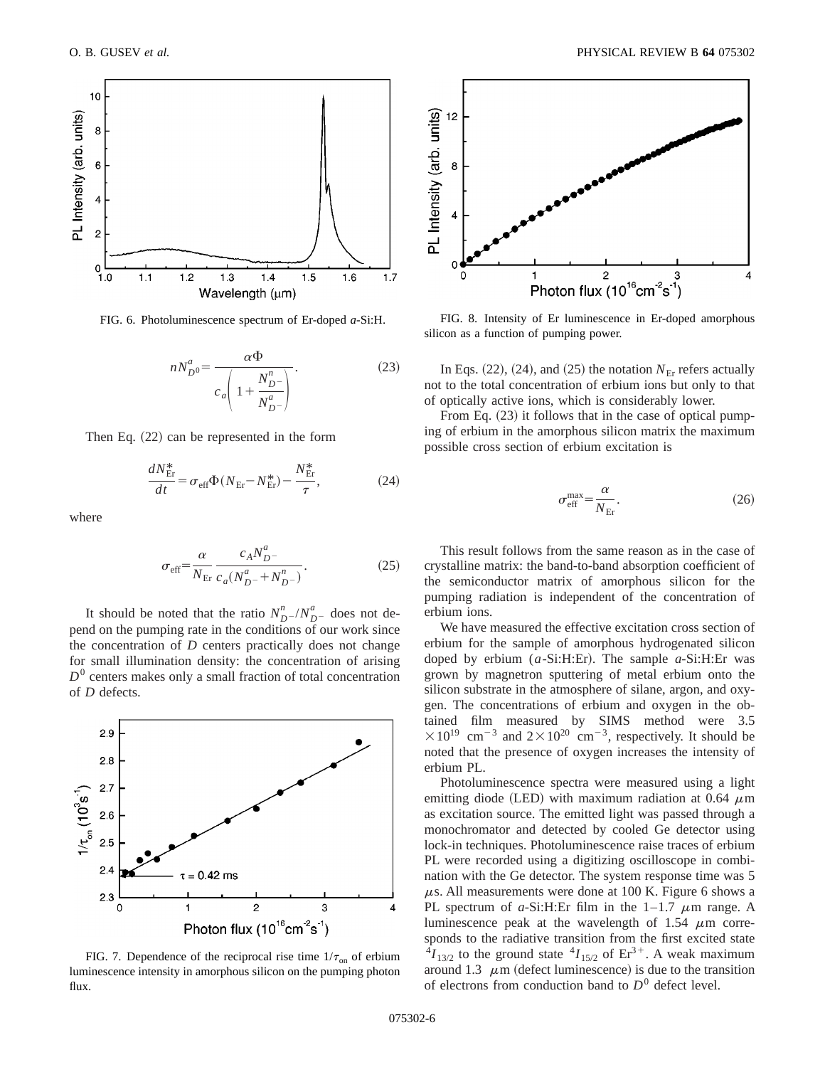FIG. 6. Photoluminescence spectrum of Er-doped *a*-Si:H.

$$nN_{D^0}^a = \frac{\alpha\Phi}{c_a\left(1+\frac{N_{D^-}^n}{N_{D^-}^a}\right)}. \tag{23}$$

Then Eq. (22) can be represented in the form

$$\frac{dN_{\mathrm{Er}}^*}{dt} = \sigma_{\mathrm{eff}}\Phi(N_{\mathrm{Er}} - N_{\mathrm{Er}}^*) - \frac{N_{\mathrm{Er}}^*}{\tau}, \tag{24}$$

where

$$\sigma_{\mathrm{eff}} = \frac{\alpha}{N_{\mathrm{Er}}}\frac{c_A N_{D^-}^a}{c_a(N_{D^-}^a + N_{D^-}^n)}. \tag{25}$$

It should be noted that the ratio $N_{D^-}^n/N_{D^-}^a$ does not depend on the pumping rate in the conditions of our work since the concentration of $D$ centers practically does not change for small illumination density: the concentration of arising $D^0$ centers makes only a small fraction of total concentration of $D$ defects.

FIG. 7. Dependence of the reciprocal rise time $1/\tau_{\mathrm{on}}$ of erbium luminescence intensity in amorphous silicon on the pumping photon flux.

FIG. 8. Intensity of Er luminescence in Er-doped amorphous silicon as a function of pumping power.

In Eqs. (22), (24), and (25) the notation $N_{\mathrm{Er}}$ refers actually not to the total concentration of erbium ions but only to that of optically active ions, which is considerably lower.

From Eq. (23) it follows that in the case of optical pumping of erbium in the amorphous silicon matrix the maximum possible cross section of erbium excitation is

$$\sigma_{\mathrm{eff}}^{\max} = \frac{\alpha}{N_{\mathrm{Er}}}. \tag{26}$$

This result follows from the same reason as in the case of crystalline matrix: the band-to-band absorption coefficient of the semiconductor matrix of amorphous silicon for the pumping radiation is independent of the concentration of erbium ions.

We have measured the effective excitation cross section of erbium for the sample of amorphous hydrogenated silicon doped by erbium (*a*-Si:H:Er). The sample *a*-Si:H:Er was grown by magnetron sputtering of metal erbium onto the silicon substrate in the atmosphere of silane, argon, and oxygen. The concentrations of erbium and oxygen in the obtained film measured by SIMS method were $3.5\times10^{19}$ cm$^{-3}$ and $2\times10^{20}$ cm$^{-3}$, respectively. It should be noted that the presence of oxygen increases the intensity of erbium PL.

Photoluminescence spectra were measured using a light emitting diode (LED) with maximum radiation at 0.64 $\mu$m as excitation source. The emitted light was passed through a monochromator and detected by cooled Ge detector using lock-in techniques. Photoluminescence raise traces of erbium PL were recorded using a digitizing oscilloscope in combination with the Ge detector. The system response time was 5 $\mu$s. All measurements were done at 100 K. Figure 6 shows a PL spectrum of *a*-Si:H:Er film in the 1–1.7 $\mu$m range. A luminescence peak at the wavelength of 1.54 $\mu$m corresponds to the radiative transition from the first excited state $^4I_{13/2}$ to the ground state $^4I_{15/2}$ of $\mathrm{Er}^{3+}$. A weak maximum around 1.3 $\mu$m (defect luminescence) is due to the transition of electrons from conduction band to $D^0$ defect level.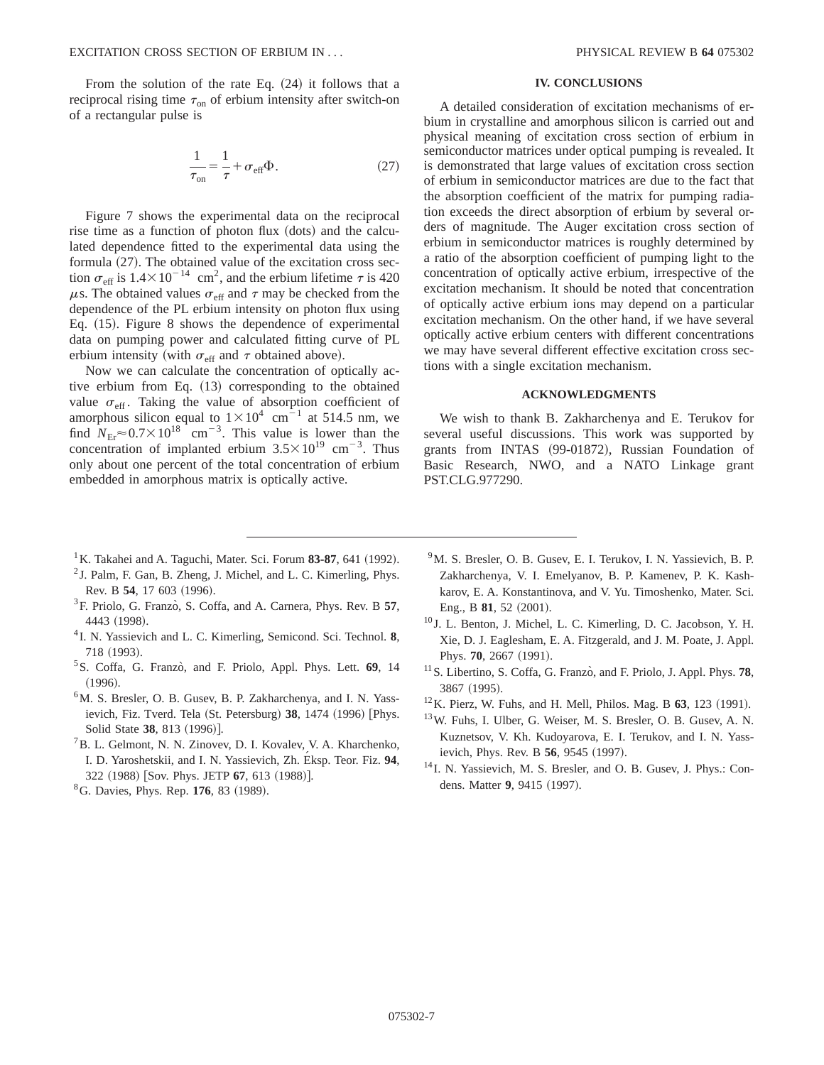From the solution of the rate Eq. (24) it follows that a reciprocal rising time $\tau_{\mathrm{on}}$ of erbium intensity after switch-on of a rectangular pulse is

$$\frac{1}{\tau_{\mathrm{on}}} = \frac{1}{\tau} + \sigma_{\mathrm{eff}}\Phi. \tag{27}$$

Figure 7 shows the experimental data on the reciprocal rise time as a function of photon flux (dots) and the calculated dependence fitted to the experimental data using the formula (27). The obtained value of the excitation cross section $\sigma_{\mathrm{eff}}$ is $1.4\times10^{-14}$ cm$^2$, and the erbium lifetime $\tau$ is 420 $\mu$s. The obtained values $\sigma_{\mathrm{eff}}$ and $\tau$ may be checked from the dependence of the PL erbium intensity on photon flux using Eq. (15). Figure 8 shows the dependence of experimental data on pumping power and calculated fitting curve of PL erbium intensity (with $\sigma_{\mathrm{eff}}$ and $\tau$ obtained above).

Now we can calculate the concentration of optically active erbium from Eq. (13) corresponding to the obtained value $\sigma_{\mathrm{eff}}$. Taking the value of absorption coefficient of amorphous silicon equal to $1\times10^4$ cm$^{-1}$ at 514.5 nm, we find $N_{\mathrm{Er}}\approx0.7\times10^{18}$ cm$^{-3}$. This value is lower than the concentration of implanted erbium $3.5\times10^{19}$ cm$^{-3}$. Thus only about one percent of the total concentration of erbium embedded in amorphous matrix is optically active.

## IV. CONCLUSIONS

A detailed consideration of excitation mechanisms of erbium in crystalline and amorphous silicon is carried out and physical meaning of excitation cross section of erbium in semiconductor matrices under optical pumping is revealed. It is demonstrated that large values of excitation cross section of erbium in semiconductor matrices are due to the fact that the absorption coefficient of the matrix for pumping radiation exceeds the direct absorption of erbium by several orders of magnitude. The Auger excitation cross section of erbium in semiconductor matrices is roughly determined by a ratio of the absorption coefficient of pumping light to the concentration of optically active erbium, irrespective of the excitation mechanism. It should be noted that concentration of optically active erbium ions may depend on a particular excitation mechanism. On the other hand, if we have several optically active erbium centers with different concentrations we may have several different effective excitation cross sections with a single excitation mechanism.

## ACKNOWLEDGMENTS

We wish to thank B. Zakharchenya and E. Terukov for several useful discussions. This work was supported by grants from INTAS (99-01872), Russian Foundation of Basic Research, NWO, and a NATO Linkage grant PST.CLG.977290.

---

[1] K. Takahei and A. Taguchi, Mater. Sci. Forum **83-87**, 641 (1992).

[2] J. Palm, F. Gan, B. Zheng, J. Michel, and L. C. Kimerling, Phys. Rev. B **54**, 17 603 (1996).

[3] F. Priolo, G. Franzò, S. Coffa, and A. Carnera, Phys. Rev. B **57**, 4443 (1998).

[4] I. N. Yassievich and L. C. Kimerling, Semicond. Sci. Technol. **8**, 718 (1993).

[5] S. Coffa, G. Franzò, and F. Priolo, Appl. Phys. Lett. **69**, 14 (1996).

[6] M. S. Bresler, O. B. Gusev, B. P. Zakharchenya, and I. N. Yassievich, Fiz. Tverd. Tela (St. Petersburg) **38**, 1474 (1996) [Phys. Solid State **38**, 813 (1996)].

[7] B. L. Gelmont, N. N. Zinovev, D. I. Kovalev, V. A. Kharchenko, I. D. Yaroshetskii, and I. N. Yassievich, Zh. Éksp. Teor. Fiz. **94**, 322 (1988) [Sov. Phys. JETP **67**, 613 (1988)].

[8] G. Davies, Phys. Rep. **176**, 83 (1989).

[9] M. S. Bresler, O. B. Gusev, E. I. Terukov, I. N. Yassievich, B. P. Zakharchenya, V. I. Emelyanov, B. P. Kamenev, P. K. Kashkarov, E. A. Konstantinova, and V. Yu. Timoshenko, Mater. Sci. Eng., B **81**, 52 (2001).

[10] J. L. Benton, J. Michel, L. C. Kimerling, D. C. Jacobson, Y. H. Xie, D. J. Eaglesham, E. A. Fitzgerald, and J. M. Poate, J. Appl. Phys. **70**, 2667 (1991).

[11] S. Libertino, S. Coffa, G. Franzò, and F. Priolo, J. Appl. Phys. **78**, 3867 (1995).

[12] K. Pierz, W. Fuhs, and H. Mell, Philos. Mag. B **63**, 123 (1991).

[13] W. Fuhs, I. Ulber, G. Weiser, M. S. Bresler, O. B. Gusev, A. N. Kuznetsov, V. Kh. Kudoyarova, E. I. Terukov, and I. N. Yassievich, Phys. Rev. B **56**, 9545 (1997).

[14] I. N. Yassievich, M. S. Bresler, and O. B. Gusev, J. Phys.: Condens. Matter **9**, 9415 (1997).